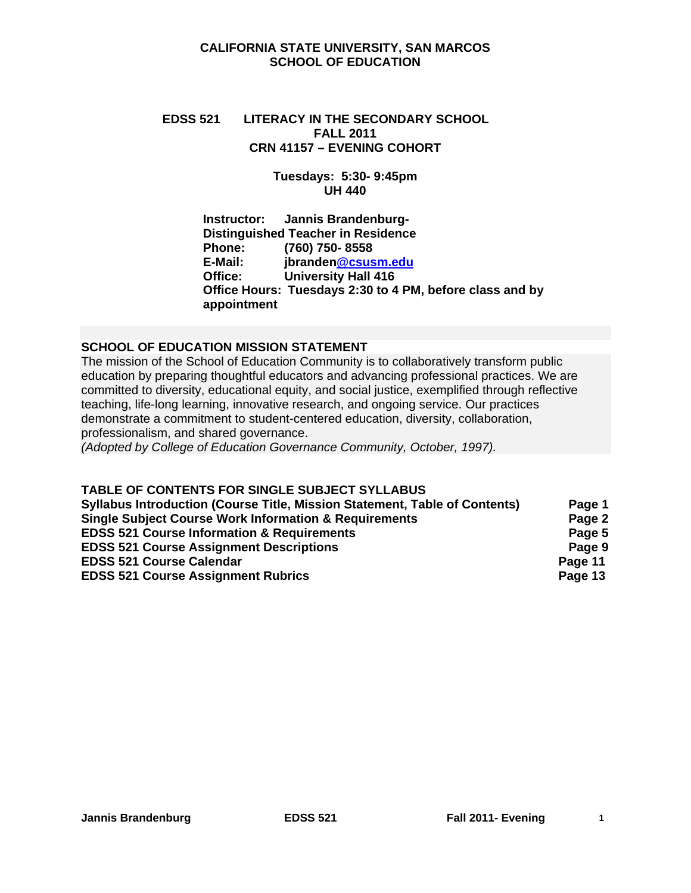**CALIFORNIA STATE UNIVERSITY, SAN MARCOS**
**SCHOOL OF EDUCATION**

# EDSS 521 LITERACY IN THE SECONDARY SCHOOL

**FALL 2011**
**CRN 41157 – EVENING COHORT**

**Tuesdays: 5:30- 9:45pm**
**UH 440**

**Instructor:** Jannis Brandenburg-
**Distinguished Teacher in Residence**
**Phone:** (760) 750- 8558
**E-Mail:** jbranden@csusm.edu
**Office:** University Hall 416
**Office Hours:** Tuesdays 2:30 to 4 PM, before class and by appointment

## SCHOOL OF EDUCATION MISSION STATEMENT

The mission of the School of Education Community is to collaboratively transform public education by preparing thoughtful educators and advancing professional practices. We are committed to diversity, educational equity, and social justice, exemplified through reflective teaching, life-long learning, innovative research, and ongoing service. Our practices demonstrate a commitment to student-centered education, diversity, collaboration, professionalism, and shared governance.
*(Adopted by College of Education Governance Community, October, 1997).*

## TABLE OF CONTENTS FOR SINGLE SUBJECT SYLLABUS

| | |
|---|---|
| **Syllabus Introduction (Course Title, Mission Statement, Table of Contents)** | **Page 1** |
| **Single Subject Course Work Information & Requirements** | **Page 2** |
| **EDSS 521 Course Information & Requirements** | **Page 5** |
| **EDSS 521 Course Assignment Descriptions** | **Page 9** |
| **EDSS 521 Course Calendar** | **Page 11** |
| **EDSS 521 Course Assignment Rubrics** | **Page 13** |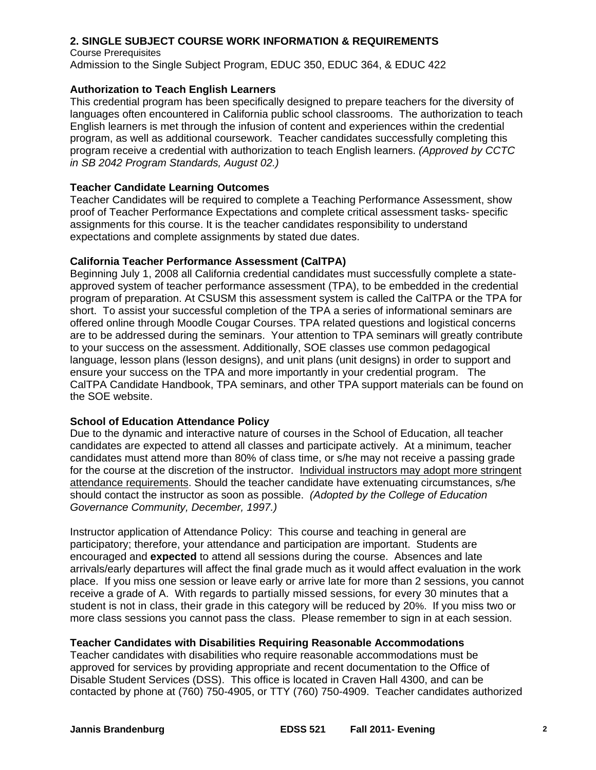## 2. SINGLE SUBJECT COURSE WORK INFORMATION & REQUIREMENTS

Course Prerequisites
Admission to the Single Subject Program, EDUC 350, EDUC 364, & EDUC 422

### Authorization to Teach English Learners

This credential program has been specifically designed to prepare teachers for the diversity of languages often encountered in California public school classrooms. The authorization to teach English learners is met through the infusion of content and experiences within the credential program, as well as additional coursework. Teacher candidates successfully completing this program receive a credential with authorization to teach English learners. *(Approved by CCTC in SB 2042 Program Standards, August 02.)*

### Teacher Candidate Learning Outcomes

Teacher Candidates will be required to complete a Teaching Performance Assessment, show proof of Teacher Performance Expectations and complete critical assessment tasks- specific assignments for this course. It is the teacher candidates responsibility to understand expectations and complete assignments by stated due dates.

### California Teacher Performance Assessment (CalTPA)

Beginning July 1, 2008 all California credential candidates must successfully complete a state-approved system of teacher performance assessment (TPA), to be embedded in the credential program of preparation. At CSUSM this assessment system is called the CalTPA or the TPA for short. To assist your successful completion of the TPA a series of informational seminars are offered online through Moodle Cougar Courses. TPA related questions and logistical concerns are to be addressed during the seminars. Your attention to TPA seminars will greatly contribute to your success on the assessment. Additionally, SOE classes use common pedagogical language, lesson plans (lesson designs), and unit plans (unit designs) in order to support and ensure your success on the TPA and more importantly in your credential program. The CalTPA Candidate Handbook, TPA seminars, and other TPA support materials can be found on the SOE website.

### School of Education Attendance Policy

Due to the dynamic and interactive nature of courses in the School of Education, all teacher candidates are expected to attend all classes and participate actively. At a minimum, teacher candidates must attend more than 80% of class time, or s/he may not receive a passing grade for the course at the discretion of the instructor. Individual instructors may adopt more stringent attendance requirements. Should the teacher candidate have extenuating circumstances, s/he should contact the instructor as soon as possible. *(Adopted by the College of Education Governance Community, December, 1997.)*

Instructor application of Attendance Policy: This course and teaching in general are participatory; therefore, your attendance and participation are important. Students are encouraged and **expected** to attend all sessions during the course. Absences and late arrivals/early departures will affect the final grade much as it would affect evaluation in the work place. If you miss one session or leave early or arrive late for more than 2 sessions, you cannot receive a grade of A. With regards to partially missed sessions, for every 30 minutes that a student is not in class, their grade in this category will be reduced by 20%. If you miss two or more class sessions you cannot pass the class. Please remember to sign in at each session.

### Teacher Candidates with Disabilities Requiring Reasonable Accommodations

Teacher candidates with disabilities who require reasonable accommodations must be approved for services by providing appropriate and recent documentation to the Office of Disable Student Services (DSS). This office is located in Craven Hall 4300, and can be contacted by phone at (760) 750-4905, or TTY (760) 750-4909. Teacher candidates authorized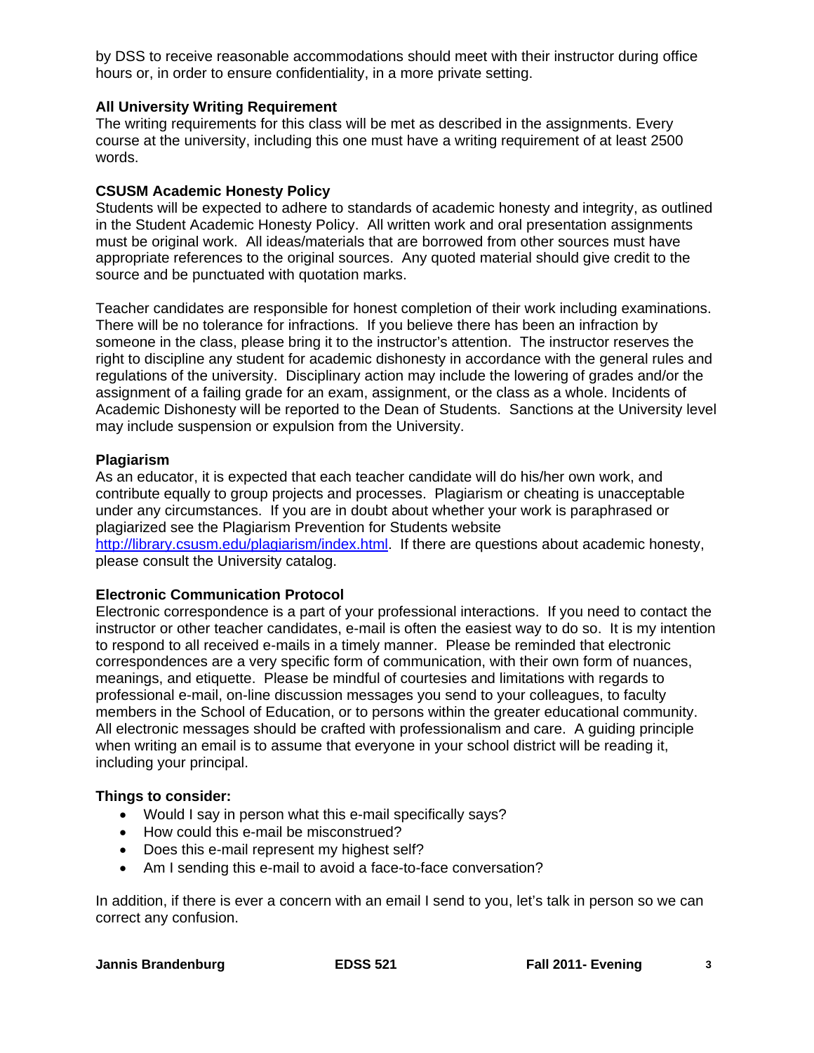by DSS to receive reasonable accommodations should meet with their instructor during office hours or, in order to ensure confidentiality, in a more private setting.

### All University Writing Requirement

The writing requirements for this class will be met as described in the assignments. Every course at the university, including this one must have a writing requirement of at least 2500 words.

### CSUSM Academic Honesty Policy

Students will be expected to adhere to standards of academic honesty and integrity, as outlined in the Student Academic Honesty Policy. All written work and oral presentation assignments must be original work. All ideas/materials that are borrowed from other sources must have appropriate references to the original sources. Any quoted material should give credit to the source and be punctuated with quotation marks.

Teacher candidates are responsible for honest completion of their work including examinations. There will be no tolerance for infractions. If you believe there has been an infraction by someone in the class, please bring it to the instructor's attention. The instructor reserves the right to discipline any student for academic dishonesty in accordance with the general rules and regulations of the university. Disciplinary action may include the lowering of grades and/or the assignment of a failing grade for an exam, assignment, or the class as a whole. Incidents of Academic Dishonesty will be reported to the Dean of Students. Sanctions at the University level may include suspension or expulsion from the University.

### Plagiarism

As an educator, it is expected that each teacher candidate will do his/her own work, and contribute equally to group projects and processes. Plagiarism or cheating is unacceptable under any circumstances. If you are in doubt about whether your work is paraphrased or plagiarized see the Plagiarism Prevention for Students website http://library.csusm.edu/plagiarism/index.html. If there are questions about academic honesty, please consult the University catalog.

### Electronic Communication Protocol

Electronic correspondence is a part of your professional interactions. If you need to contact the instructor or other teacher candidates, e-mail is often the easiest way to do so. It is my intention to respond to all received e-mails in a timely manner. Please be reminded that electronic correspondences are a very specific form of communication, with their own form of nuances, meanings, and etiquette. Please be mindful of courtesies and limitations with regards to professional e-mail, on-line discussion messages you send to your colleagues, to faculty members in the School of Education, or to persons within the greater educational community. All electronic messages should be crafted with professionalism and care. A guiding principle when writing an email is to assume that everyone in your school district will be reading it, including your principal.

**Things to consider:**

- Would I say in person what this e-mail specifically says?
- How could this e-mail be misconstrued?
- Does this e-mail represent my highest self?
- Am I sending this e-mail to avoid a face-to-face conversation?

In addition, if there is ever a concern with an email I send to you, let's talk in person so we can correct any confusion.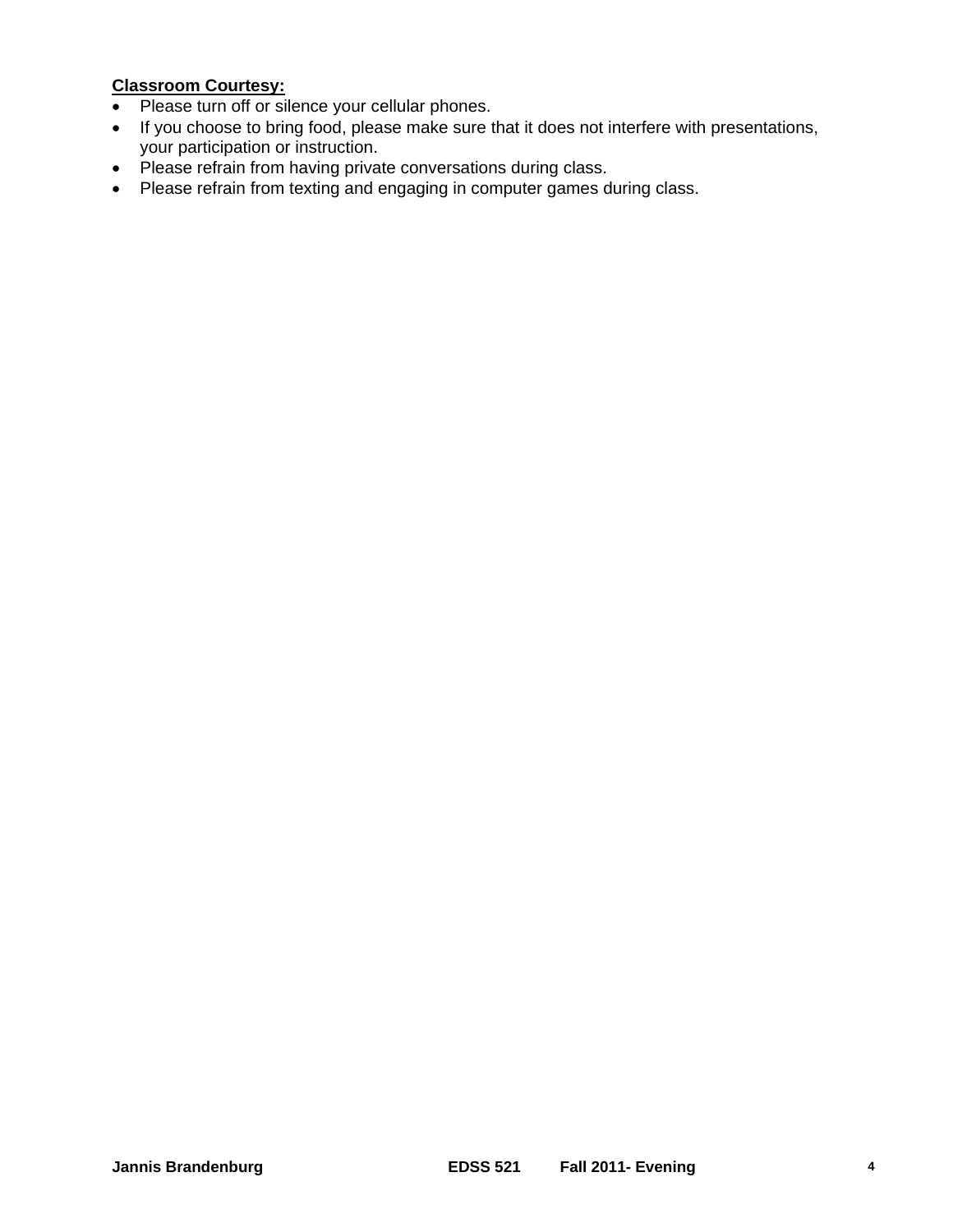**Classroom Courtesy:**

- Please turn off or silence your cellular phones.
- If you choose to bring food, please make sure that it does not interfere with presentations, your participation or instruction.
- Please refrain from having private conversations during class.
- Please refrain from texting and engaging in computer games during class.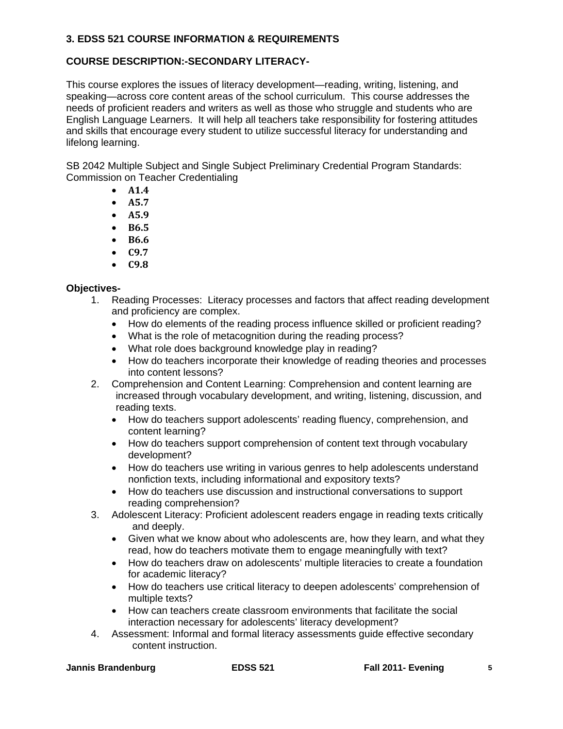### 3. EDSS 521 COURSE INFORMATION & REQUIREMENTS

### COURSE DESCRIPTION:-SECONDARY LITERACY-

This course explores the issues of literacy development—reading, writing, listening, and speaking—across core content areas of the school curriculum. This course addresses the needs of proficient readers and writers as well as those who struggle and students who are English Language Learners. It will help all teachers take responsibility for fostering attitudes and skills that encourage every student to utilize successful literacy for understanding and lifelong learning.

SB 2042 Multiple Subject and Single Subject Preliminary Credential Program Standards: Commission on Teacher Credentialing

- **A1.4**
- **A5.7**
- **A5.9**
- **B6.5**
- **B6.6**
- **C9.7**
- **C9.8**

**Objectives-**

1. Reading Processes: Literacy processes and factors that affect reading development and proficiency are complex.
   - How do elements of the reading process influence skilled or proficient reading?
   - What is the role of metacognition during the reading process?
   - What role does background knowledge play in reading?
   - How do teachers incorporate their knowledge of reading theories and processes into content lessons?
2. Comprehension and Content Learning: Comprehension and content learning are increased through vocabulary development, and writing, listening, discussion, and reading texts.
   - How do teachers support adolescents' reading fluency, comprehension, and content learning?
   - How do teachers support comprehension of content text through vocabulary development?
   - How do teachers use writing in various genres to help adolescents understand nonfiction texts, including informational and expository texts?
   - How do teachers use discussion and instructional conversations to support reading comprehension?
3. Adolescent Literacy: Proficient adolescent readers engage in reading texts critically and deeply.
   - Given what we know about who adolescents are, how they learn, and what they read, how do teachers motivate them to engage meaningfully with text?
   - How do teachers draw on adolescents' multiple literacies to create a foundation for academic literacy?
   - How do teachers use critical literacy to deepen adolescents' comprehension of multiple texts?
   - How can teachers create classroom environments that facilitate the social interaction necessary for adolescents' literacy development?
4. Assessment: Informal and formal literacy assessments guide effective secondary content instruction.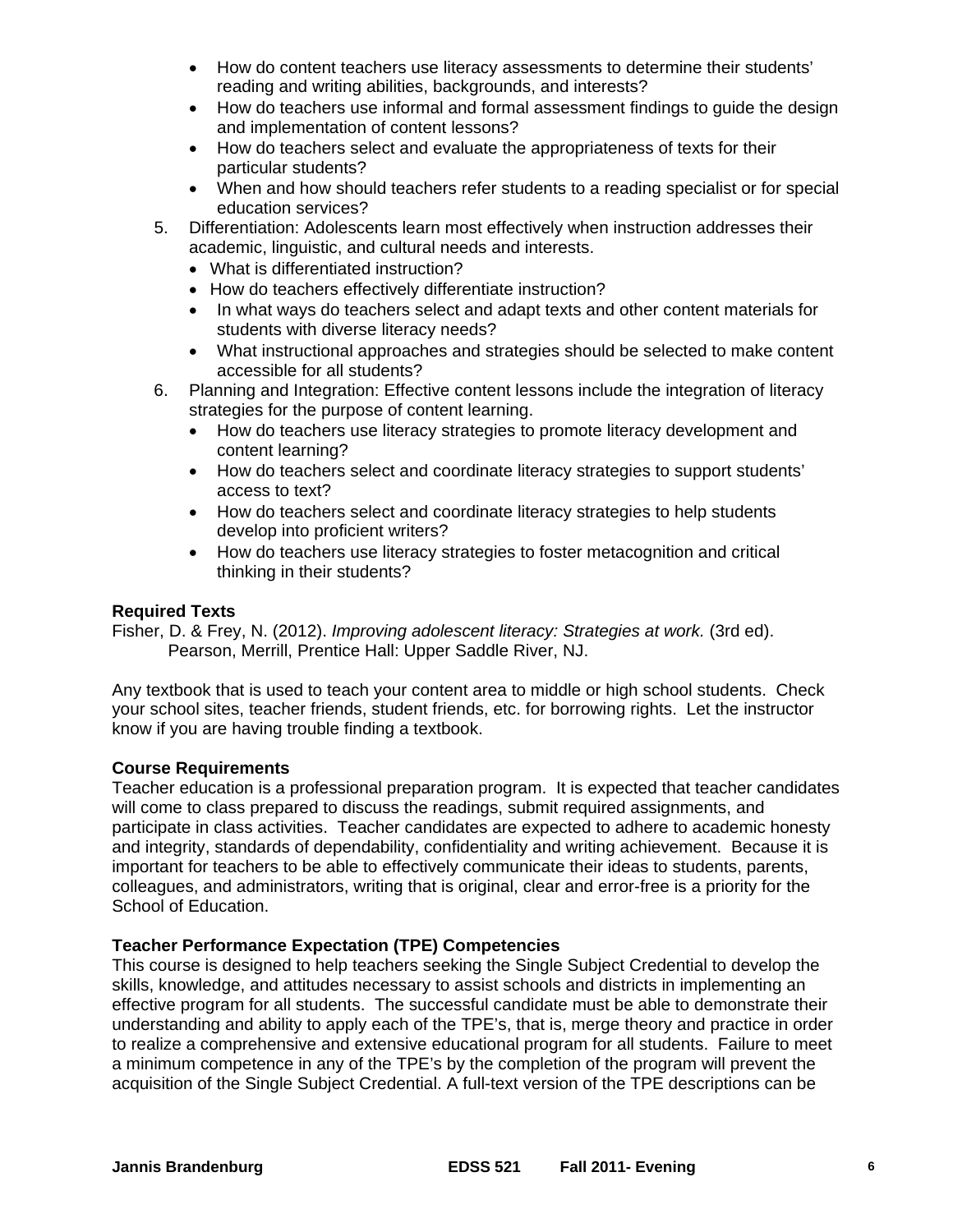- How do content teachers use literacy assessments to determine their students' reading and writing abilities, backgrounds, and interests?
- How do teachers use informal and formal assessment findings to guide the design and implementation of content lessons?
- How do teachers select and evaluate the appropriateness of texts for their particular students?
- When and how should teachers refer students to a reading specialist or for special education services?

5. Differentiation: Adolescents learn most effectively when instruction addresses their academic, linguistic, and cultural needs and interests.
   - What is differentiated instruction?
   - How do teachers effectively differentiate instruction?
   - In what ways do teachers select and adapt texts and other content materials for students with diverse literacy needs?
   - What instructional approaches and strategies should be selected to make content accessible for all students?
6. Planning and Integration: Effective content lessons include the integration of literacy strategies for the purpose of content learning.
   - How do teachers use literacy strategies to promote literacy development and content learning?
   - How do teachers select and coordinate literacy strategies to support students' access to text?
   - How do teachers select and coordinate literacy strategies to help students develop into proficient writers?
   - How do teachers use literacy strategies to foster metacognition and critical thinking in their students?

**Required Texts**

Fisher, D. & Frey, N. (2012). *Improving adolescent literacy: Strategies at work.* (3rd ed). Pearson, Merrill, Prentice Hall: Upper Saddle River, NJ.

Any textbook that is used to teach your content area to middle or high school students. Check your school sites, teacher friends, student friends, etc. for borrowing rights. Let the instructor know if you are having trouble finding a textbook.

**Course Requirements**

Teacher education is a professional preparation program. It is expected that teacher candidates will come to class prepared to discuss the readings, submit required assignments, and participate in class activities. Teacher candidates are expected to adhere to academic honesty and integrity, standards of dependability, confidentiality and writing achievement. Because it is important for teachers to be able to effectively communicate their ideas to students, parents, colleagues, and administrators, writing that is original, clear and error-free is a priority for the School of Education.

**Teacher Performance Expectation (TPE) Competencies**

This course is designed to help teachers seeking the Single Subject Credential to develop the skills, knowledge, and attitudes necessary to assist schools and districts in implementing an effective program for all students. The successful candidate must be able to demonstrate their understanding and ability to apply each of the TPE's, that is, merge theory and practice in order to realize a comprehensive and extensive educational program for all students. Failure to meet a minimum competence in any of the TPE's by the completion of the program will prevent the acquisition of the Single Subject Credential. A full-text version of the TPE descriptions can be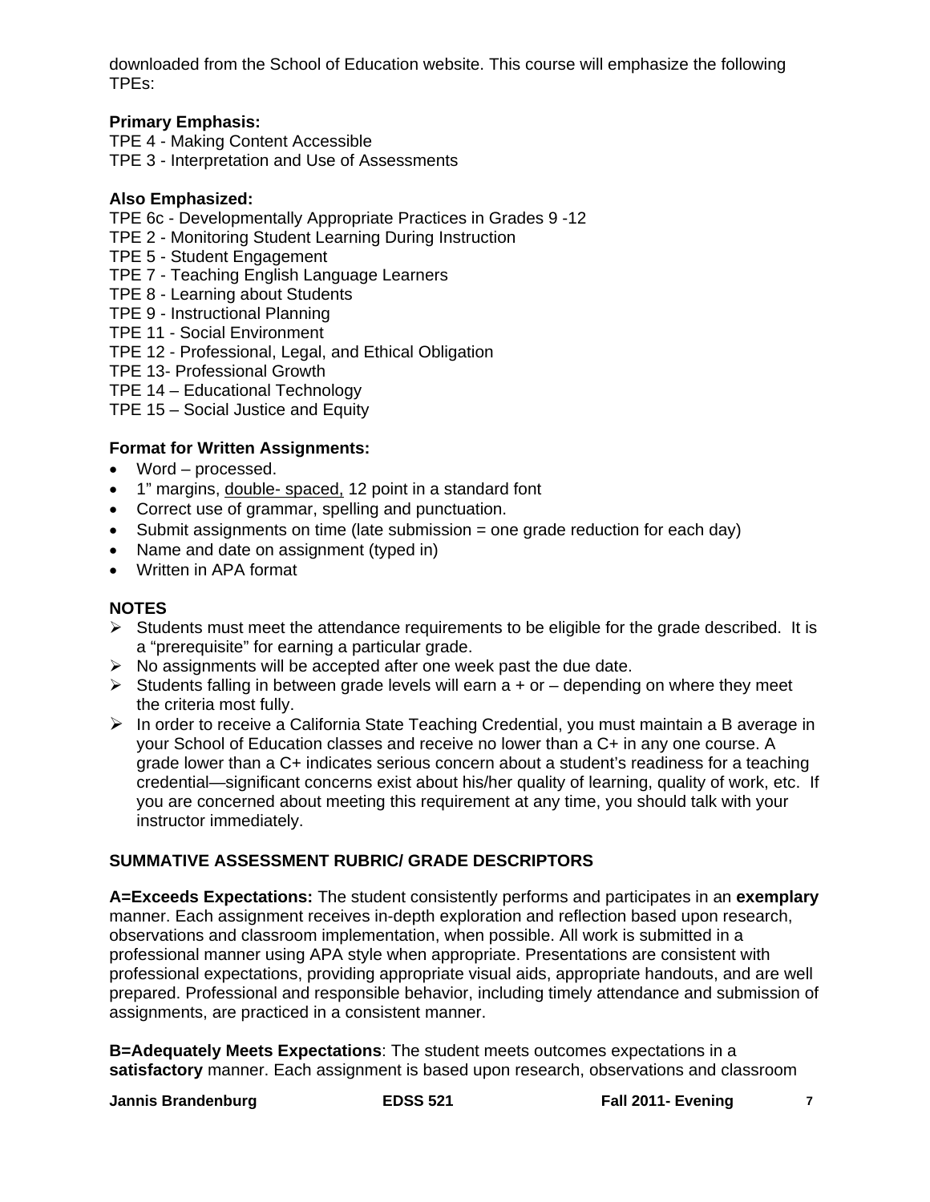downloaded from the School of Education website. This course will emphasize the following TPEs:

**Primary Emphasis:**

TPE 4 - Making Content Accessible
TPE 3 - Interpretation and Use of Assessments

**Also Emphasized:**

TPE 6c - Developmentally Appropriate Practices in Grades 9 -12
TPE 2 - Monitoring Student Learning During Instruction
TPE 5 - Student Engagement
TPE 7 - Teaching English Language Learners
TPE 8 - Learning about Students
TPE 9 - Instructional Planning
TPE 11 - Social Environment
TPE 12 - Professional, Legal, and Ethical Obligation
TPE 13- Professional Growth
TPE 14 – Educational Technology
TPE 15 – Social Justice and Equity

**Format for Written Assignments:**

- Word – processed.
- 1" margins, double- spaced, 12 point in a standard font
- Correct use of grammar, spelling and punctuation.
- Submit assignments on time (late submission = one grade reduction for each day)
- Name and date on assignment (typed in)
- Written in APA format

## NOTES

- Students must meet the attendance requirements to be eligible for the grade described. It is a "prerequisite" for earning a particular grade.
- No assignments will be accepted after one week past the due date.
- Students falling in between grade levels will earn a + or – depending on where they meet the criteria most fully.
- In order to receive a California State Teaching Credential, you must maintain a B average in your School of Education classes and receive no lower than a C+ in any one course. A grade lower than a C+ indicates serious concern about a student's readiness for a teaching credential—significant concerns exist about his/her quality of learning, quality of work, etc. If you are concerned about meeting this requirement at any time, you should talk with your instructor immediately.

## SUMMATIVE ASSESSMENT RUBRIC/ GRADE DESCRIPTORS

**A=Exceeds Expectations:** The student consistently performs and participates in an **exemplary** manner. Each assignment receives in-depth exploration and reflection based upon research, observations and classroom implementation, when possible. All work is submitted in a professional manner using APA style when appropriate. Presentations are consistent with professional expectations, providing appropriate visual aids, appropriate handouts, and are well prepared. Professional and responsible behavior, including timely attendance and submission of assignments, are practiced in a consistent manner.

**B=Adequately Meets Expectations**: The student meets outcomes expectations in a **satisfactory** manner. Each assignment is based upon research, observations and classroom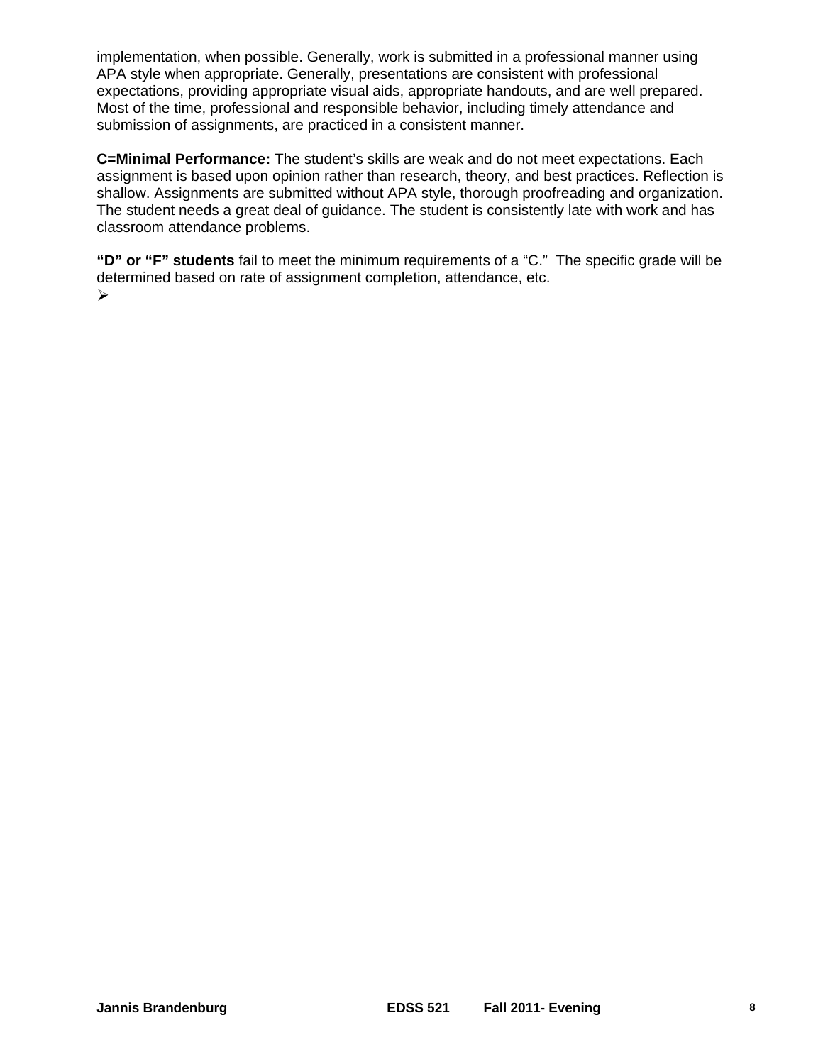implementation, when possible. Generally, work is submitted in a professional manner using APA style when appropriate. Generally, presentations are consistent with professional expectations, providing appropriate visual aids, appropriate handouts, and are well prepared. Most of the time, professional and responsible behavior, including timely attendance and submission of assignments, are practiced in a consistent manner.

**C=Minimal Performance:** The student's skills are weak and do not meet expectations. Each assignment is based upon opinion rather than research, theory, and best practices. Reflection is shallow. Assignments are submitted without APA style, thorough proofreading and organization. The student needs a great deal of guidance. The student is consistently late with work and has classroom attendance problems.

**"D" or "F" students** fail to meet the minimum requirements of a "C." The specific grade will be determined based on rate of assignment completion, attendance, etc.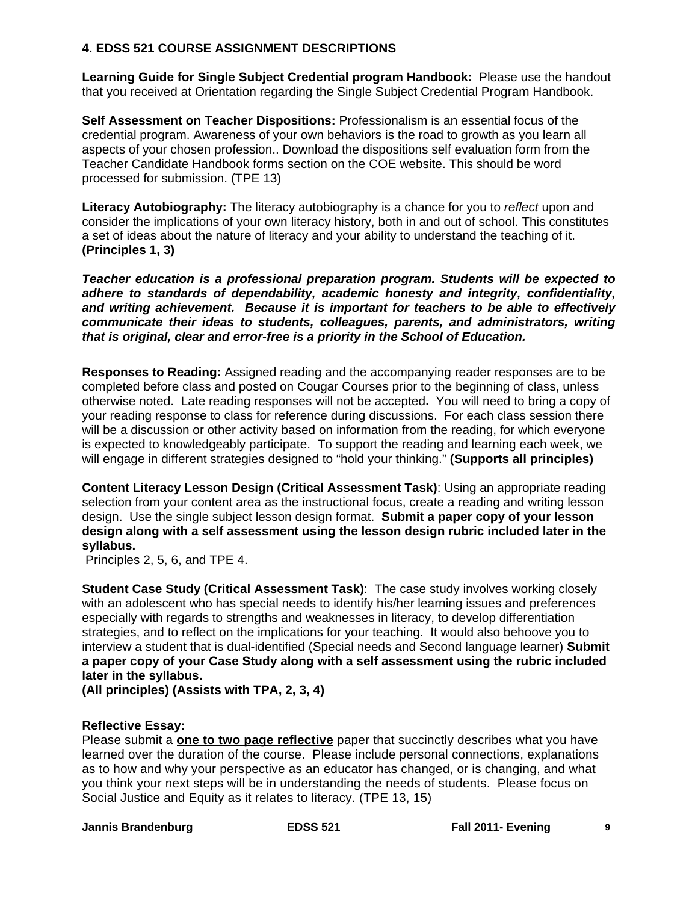## 4. EDSS 521 COURSE ASSIGNMENT DESCRIPTIONS

**Learning Guide for Single Subject Credential program Handbook:** Please use the handout that you received at Orientation regarding the Single Subject Credential Program Handbook.

**Self Assessment on Teacher Dispositions:** Professionalism is an essential focus of the credential program. Awareness of your own behaviors is the road to growth as you learn all aspects of your chosen profession.. Download the dispositions self evaluation form from the Teacher Candidate Handbook forms section on the COE website. This should be word processed for submission. (TPE 13)

**Literacy Autobiography:** The literacy autobiography is a chance for you to *reflect* upon and consider the implications of your own literacy history, both in and out of school. This constitutes a set of ideas about the nature of literacy and your ability to understand the teaching of it. **(Principles 1, 3)**

***Teacher education is a professional preparation program. Students will be expected to adhere to standards of dependability, academic honesty and integrity, confidentiality, and writing achievement. Because it is important for teachers to be able to effectively communicate their ideas to students, colleagues, parents, and administrators, writing that is original, clear and error-free is a priority in the School of Education.***

**Responses to Reading:** Assigned reading and the accompanying reader responses are to be completed before class and posted on Cougar Courses prior to the beginning of class, unless otherwise noted. Late reading responses will not be accepted**.** You will need to bring a copy of your reading response to class for reference during discussions. For each class session there will be a discussion or other activity based on information from the reading, for which everyone is expected to knowledgeably participate. To support the reading and learning each week, we will engage in different strategies designed to "hold your thinking." **(Supports all principles)**

**Content Literacy Lesson Design (Critical Assessment Task)**: Using an appropriate reading selection from your content area as the instructional focus, create a reading and writing lesson design. Use the single subject lesson design format. **Submit a paper copy of your lesson design along with a self assessment using the lesson design rubric included later in the syllabus.**
Principles 2, 5, 6, and TPE 4.

**Student Case Study (Critical Assessment Task)**: The case study involves working closely with an adolescent who has special needs to identify his/her learning issues and preferences especially with regards to strengths and weaknesses in literacy, to develop differentiation strategies, and to reflect on the implications for your teaching. It would also behoove you to interview a student that is dual-identified (Special needs and Second language learner) **Submit a paper copy of your Case Study along with a self assessment using the rubric included later in the syllabus.**
**(All principles) (Assists with TPA, 2, 3, 4)**

**Reflective Essay:**
Please submit a **<u>one to two page reflective</u>** paper that succinctly describes what you have learned over the duration of the course. Please include personal connections, explanations as to how and why your perspective as an educator has changed, or is changing, and what you think your next steps will be in understanding the needs of students. Please focus on Social Justice and Equity as it relates to literacy. (TPE 13, 15)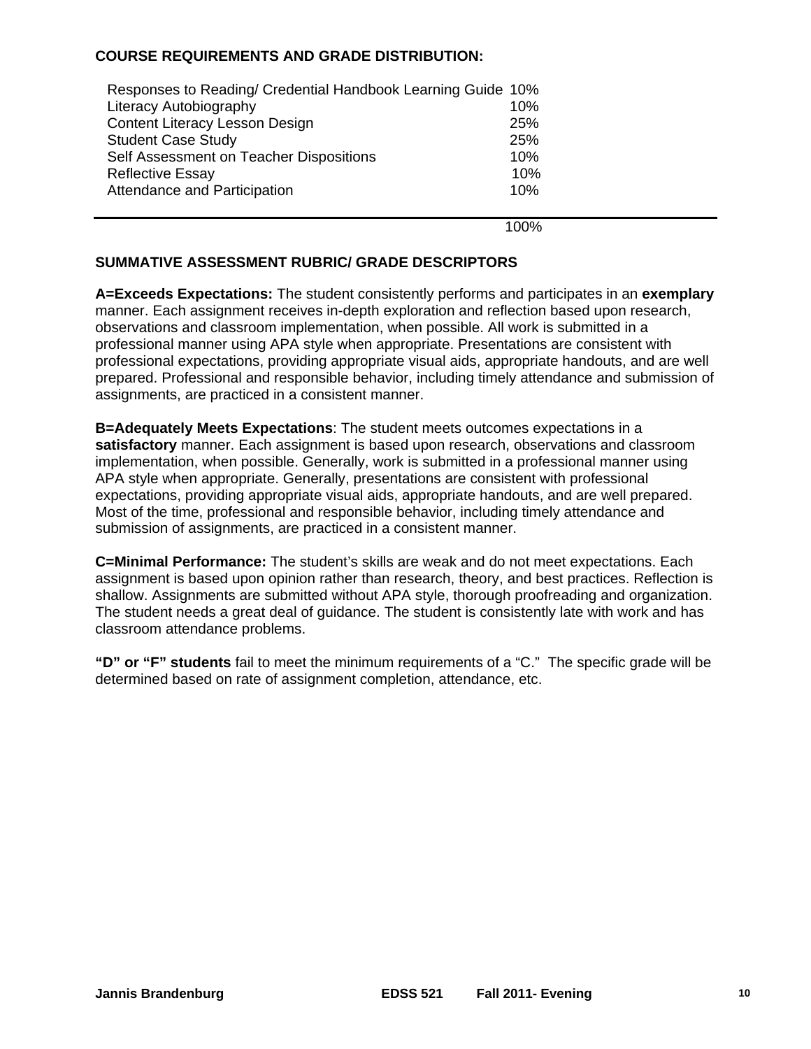## COURSE REQUIREMENTS AND GRADE DISTRIBUTION:

| Requirement | Percentage |
|---|---|
| Responses to Reading/ Credential Handbook Learning Guide | 10% |
| Literacy Autobiography | 10% |
| Content Literacy Lesson Design | 25% |
| Student Case Study | 25% |
| Self Assessment on Teacher Dispositions | 10% |
| Reflective Essay | 10% |
| Attendance and Participation | 10% |
| | 100% |

## SUMMATIVE ASSESSMENT RUBRIC/ GRADE DESCRIPTORS

**A=Exceeds Expectations:** The student consistently performs and participates in an **exemplary** manner. Each assignment receives in-depth exploration and reflection based upon research, observations and classroom implementation, when possible. All work is submitted in a professional manner using APA style when appropriate. Presentations are consistent with professional expectations, providing appropriate visual aids, appropriate handouts, and are well prepared. Professional and responsible behavior, including timely attendance and submission of assignments, are practiced in a consistent manner.

**B=Adequately Meets Expectations**: The student meets outcomes expectations in a **satisfactory** manner. Each assignment is based upon research, observations and classroom implementation, when possible. Generally, work is submitted in a professional manner using APA style when appropriate. Generally, presentations are consistent with professional expectations, providing appropriate visual aids, appropriate handouts, and are well prepared. Most of the time, professional and responsible behavior, including timely attendance and submission of assignments, are practiced in a consistent manner.

**C=Minimal Performance:** The student's skills are weak and do not meet expectations. Each assignment is based upon opinion rather than research, theory, and best practices. Reflection is shallow. Assignments are submitted without APA style, thorough proofreading and organization. The student needs a great deal of guidance. The student is consistently late with work and has classroom attendance problems.

**"D" or "F" students** fail to meet the minimum requirements of a "C." The specific grade will be determined based on rate of assignment completion, attendance, etc.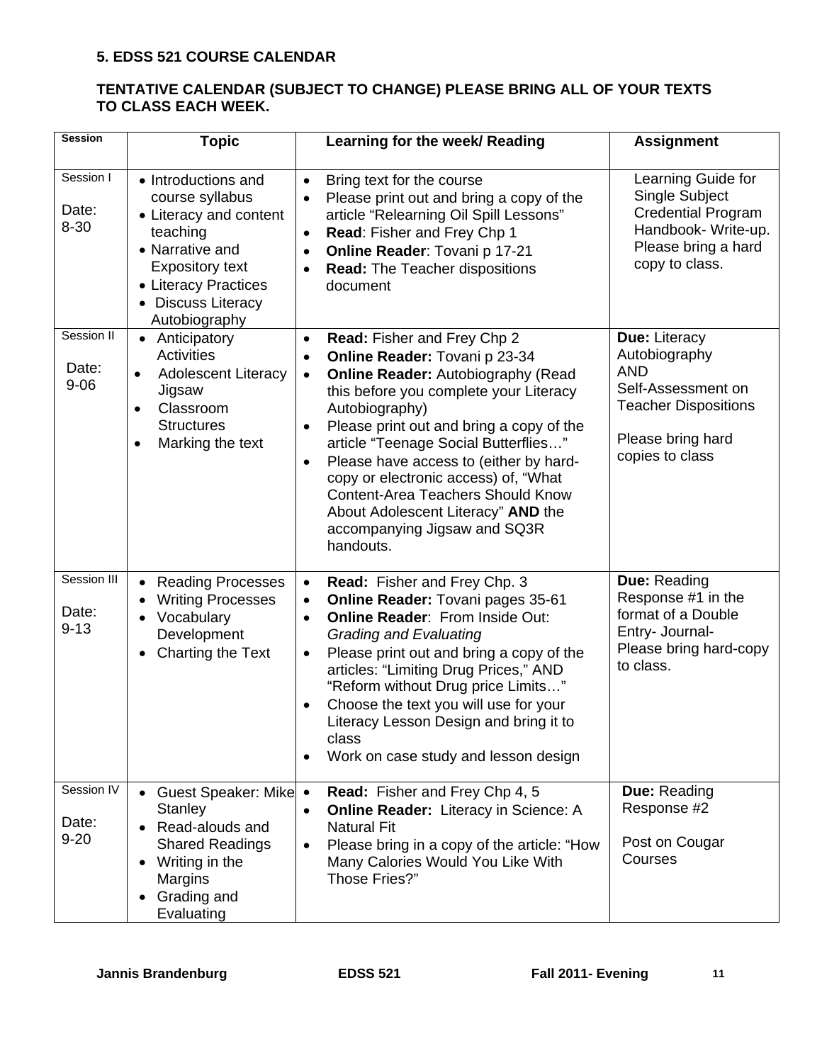## 5. EDSS 521 COURSE CALENDAR

**TENTATIVE CALENDAR (SUBJECT TO CHANGE) PLEASE BRING ALL OF YOUR TEXTS TO CLASS EACH WEEK.**

| Session | Topic | Learning for the week/ Reading | Assignment |
|---|---|---|---|
| Session I<br><br>Date: 8-30 | • Introductions and course syllabus<br>• Literacy and content teaching<br>• Narrative and Expository text<br>• Literacy Practices<br>• Discuss Literacy Autobiography | • Bring text for the course<br>• Please print out and bring a copy of the article "Relearning Oil Spill Lessons"<br>• **Read**: Fisher and Frey Chp 1<br>• **Online Reader**: Tovani p 17-21<br>• **Read:** The Teacher dispositions document | Learning Guide for Single Subject Credential Program Handbook- Write-up. Please bring a hard copy to class. |
| Session II<br><br>Date: 9-06 | • Anticipatory Activities<br>• Adolescent Literacy Jigsaw<br>• Classroom Structures<br>• Marking the text | • **Read:** Fisher and Frey Chp 2<br>• **Online Reader:** Tovani p 23-34<br>• **Online Reader:** Autobiography (Read this before you complete your Literacy Autobiography)<br>• Please print out and bring a copy of the article "Teenage Social Butterflies…"<br>• Please have access to (either by hard-copy or electronic access) of, "What Content-Area Teachers Should Know About Adolescent Literacy" **AND** the accompanying Jigsaw and SQ3R handouts. | **Due:** Literacy Autobiography AND Self-Assessment on Teacher Dispositions<br><br>Please bring hard copies to class |
| Session III<br><br>Date: 9-13 | • Reading Processes<br>• Writing Processes<br>• Vocabulary Development<br>• Charting the Text | • **Read:** Fisher and Frey Chp. 3<br>• **Online Reader:** Tovani pages 35-61<br>• **Online Reader**: From Inside Out: *Grading and Evaluating*<br>• Please print out and bring a copy of the articles: "Limiting Drug Prices," AND "Reform without Drug price Limits…"<br>• Choose the text you will use for your Literacy Lesson Design and bring it to class<br>• Work on case study and lesson design | **Due:** Reading Response #1 in the format of a Double Entry- Journal- Please bring hard-copy to class. |
| Session IV<br><br>Date: 9-20 | • Guest Speaker: Mike Stanley<br>• Read-alouds and Shared Readings<br>• Writing in the Margins<br>• Grading and Evaluating | • **Read:** Fisher and Frey Chp 4, 5<br>• **Online Reader:** Literacy in Science: A Natural Fit<br>• Please bring in a copy of the article: "How Many Calories Would You Like With Those Fries?" | **Due:** Reading Response #2<br><br>Post on Cougar Courses |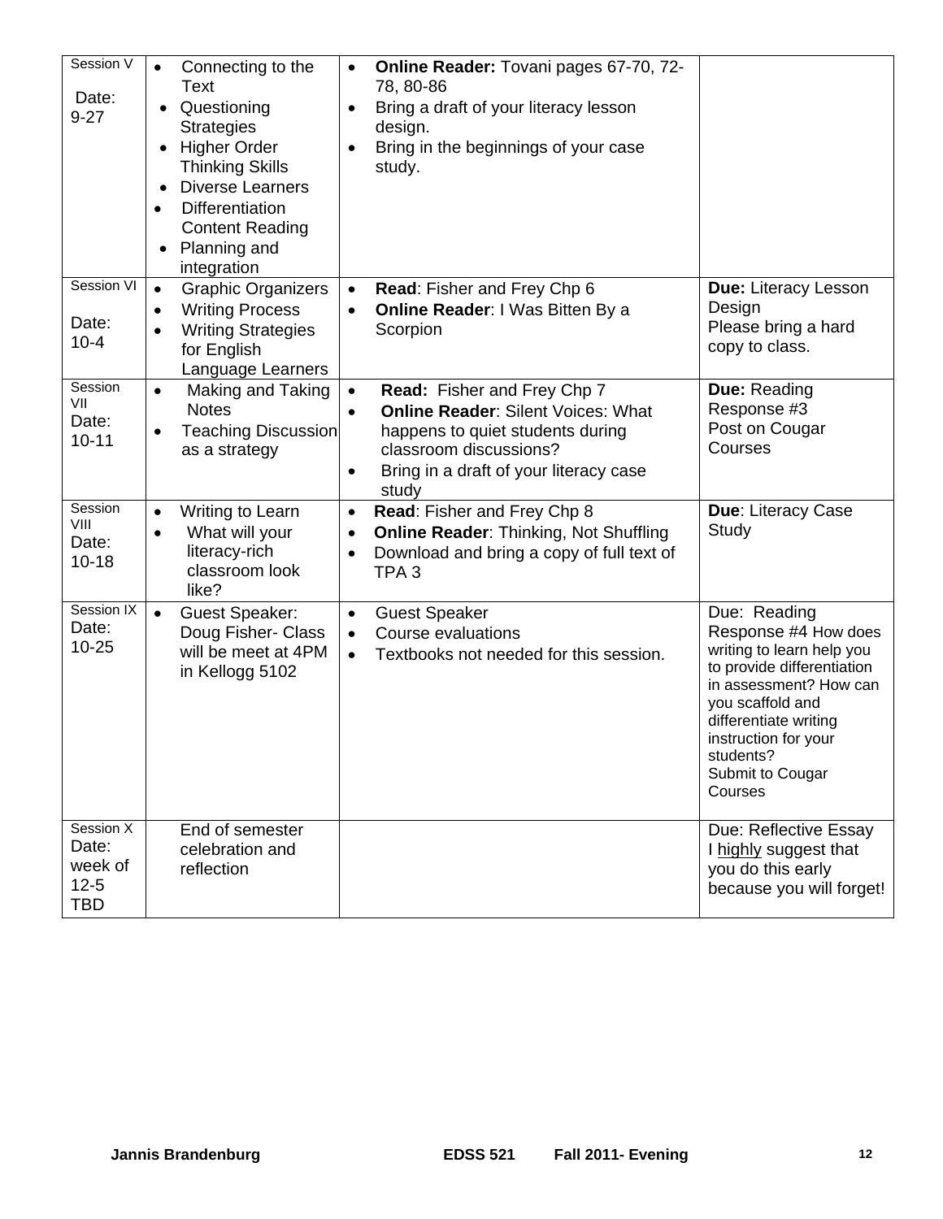| Session V Date: 9-27 | • Connecting to the Text<br>• Questioning Strategies<br>• Higher Order Thinking Skills<br>• Diverse Learners<br>• Differentiation Content Reading<br>• Planning and integration | • **Online Reader:** Tovani pages 67-70, 72-78, 80-86<br>• Bring a draft of your literacy lesson design.<br>• Bring in the beginnings of your case study. | |
|---|---|---|---|
| Session VI Date: 10-4 | • Graphic Organizers<br>• Writing Process<br>• Writing Strategies for English Language Learners | • **Read**: Fisher and Frey Chp 6<br>• **Online Reader**: I Was Bitten By a Scorpion | **Due:** Literacy Lesson Design Please bring a hard copy to class. |
| Session VII Date: 10-11 | • Making and Taking Notes<br>• Teaching Discussion as a strategy | • **Read:** Fisher and Frey Chp 7<br>• **Online Reader**: Silent Voices: What happens to quiet students during classroom discussions?<br>• Bring in a draft of your literacy case study | **Due:** Reading Response #3 Post on Cougar Courses |
| Session VIII Date: 10-18 | • Writing to Learn<br>• What will your literacy-rich classroom look like? | • **Read**: Fisher and Frey Chp 8<br>• **Online Reader**: Thinking, Not Shuffling<br>• Download and bring a copy of full text of TPA 3 | **Due**: Literacy Case Study |
| Session IX Date: 10-25 | • Guest Speaker: Doug Fisher- Class will be meet at 4PM in Kellogg 5102 | • Guest Speaker<br>• Course evaluations<br>• Textbooks not needed for this session. | Due: Reading Response #4 How does writing to learn help you to provide differentiation in assessment? How can you scaffold and differentiate writing instruction for your students? Submit to Cougar Courses |
| Session X Date: week of 12-5 TBD | End of semester celebration and reflection | | Due: Reflective Essay I <u>highly</u> suggest that you do this early because you will forget! |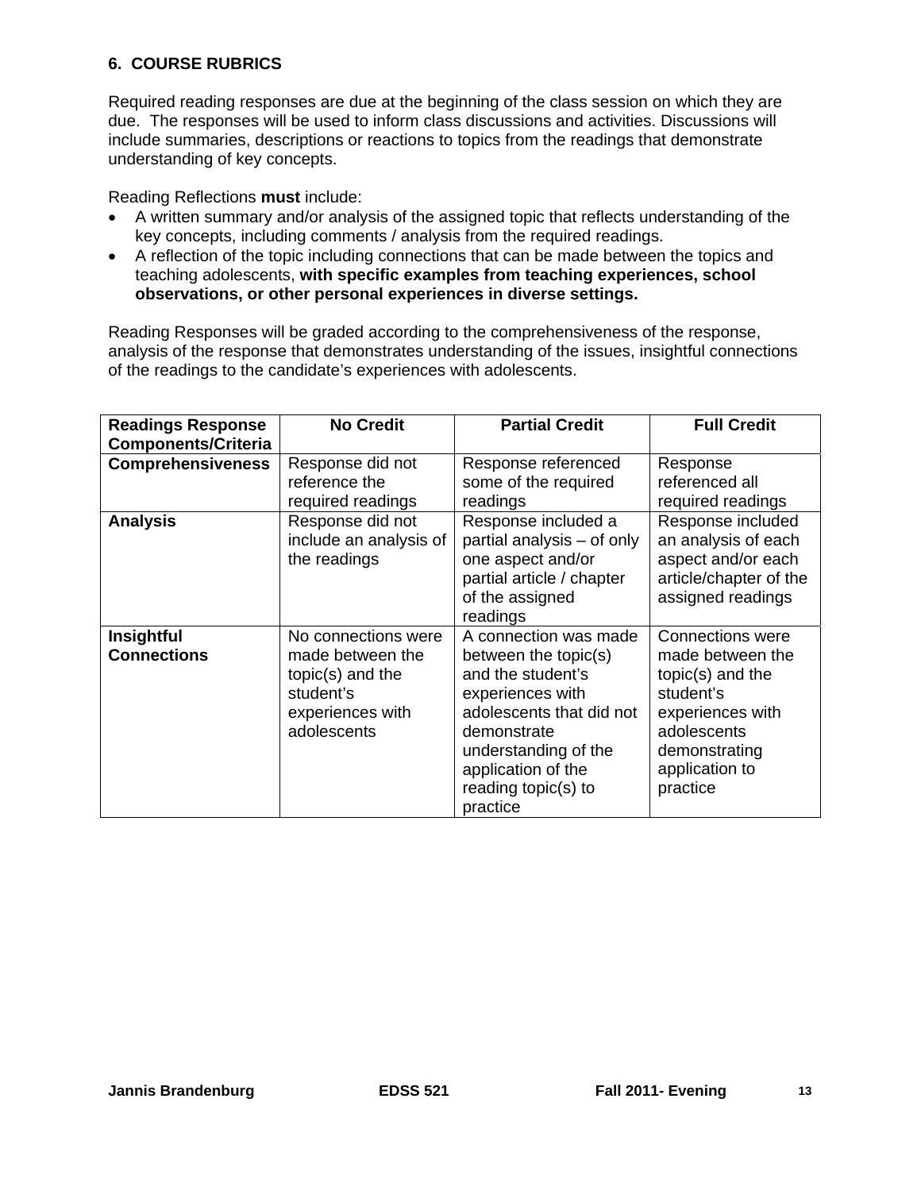## 6. COURSE RUBRICS

Required reading responses are due at the beginning of the class session on which they are due. The responses will be used to inform class discussions and activities. Discussions will include summaries, descriptions or reactions to topics from the readings that demonstrate understanding of key concepts.

Reading Reflections **must** include:

- A written summary and/or analysis of the assigned topic that reflects understanding of the key concepts, including comments / analysis from the required readings.
- A reflection of the topic including connections that can be made between the topics and teaching adolescents, **with specific examples from teaching experiences, school observations, or other personal experiences in diverse settings.**

Reading Responses will be graded according to the comprehensiveness of the response, analysis of the response that demonstrates understanding of the issues, insightful connections of the readings to the candidate's experiences with adolescents.

| Readings Response Components/Criteria | No Credit | Partial Credit | Full Credit |
|---|---|---|---|
| **Comprehensiveness** | Response did not reference the required readings | Response referenced some of the required readings | Response referenced all required readings |
| **Analysis** | Response did not include an analysis of the readings | Response included a partial analysis – of only one aspect and/or partial article / chapter of the assigned readings | Response included an analysis of each aspect and/or each article/chapter of the assigned readings |
| **Insightful Connections** | No connections were made between the topic(s) and the student's experiences with adolescents | A connection was made between the topic(s) and the student's experiences with adolescents that did not demonstrate understanding of the application of the reading topic(s) to practice | Connections were made between the topic(s) and the student's experiences with adolescents demonstrating application to practice |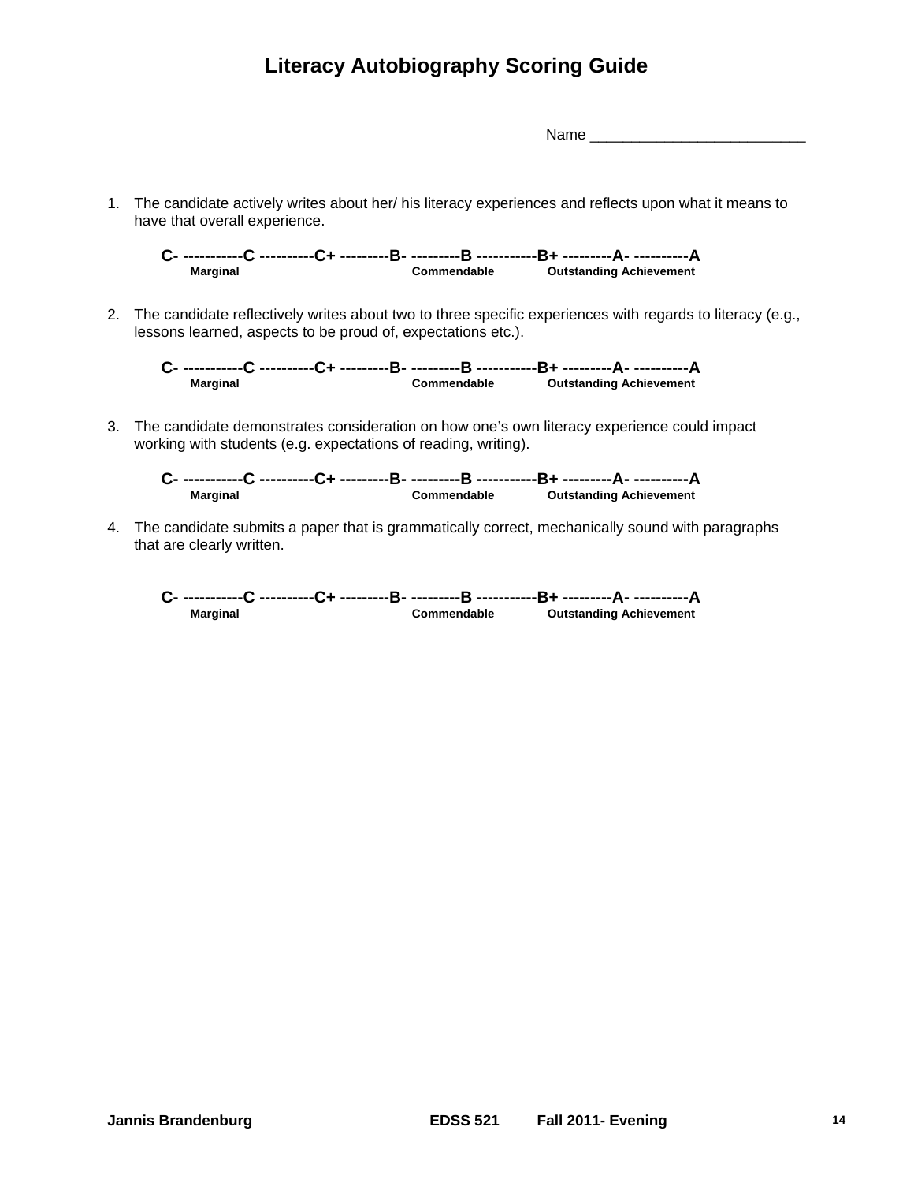# Literacy Autobiography Scoring Guide

Name ___________________________

1. The candidate actively writes about her/ his literacy experiences and reflects upon what it means to have that overall experience.

   **C- -----------C ----------C+ ---------B- ---------B -----------B+ ---------A- ----------A**
   **Marginal Commendable Outstanding Achievement**

2. The candidate reflectively writes about two to three specific experiences with regards to literacy (e.g., lessons learned, aspects to be proud of, expectations etc.).

   **C- -----------C ----------C+ ---------B- ---------B -----------B+ ---------A- ----------A**
   **Marginal Commendable Outstanding Achievement**

3. The candidate demonstrates consideration on how one's own literacy experience could impact working with students (e.g. expectations of reading, writing).

   **C- -----------C ----------C+ ---------B- ---------B -----------B+ ---------A- ----------A**
   **Marginal Commendable Outstanding Achievement**

4. The candidate submits a paper that is grammatically correct, mechanically sound with paragraphs that are clearly written.

   **C- -----------C ----------C+ ---------B- ---------B -----------B+ ---------A- ----------A**
   **Marginal Commendable Outstanding Achievement**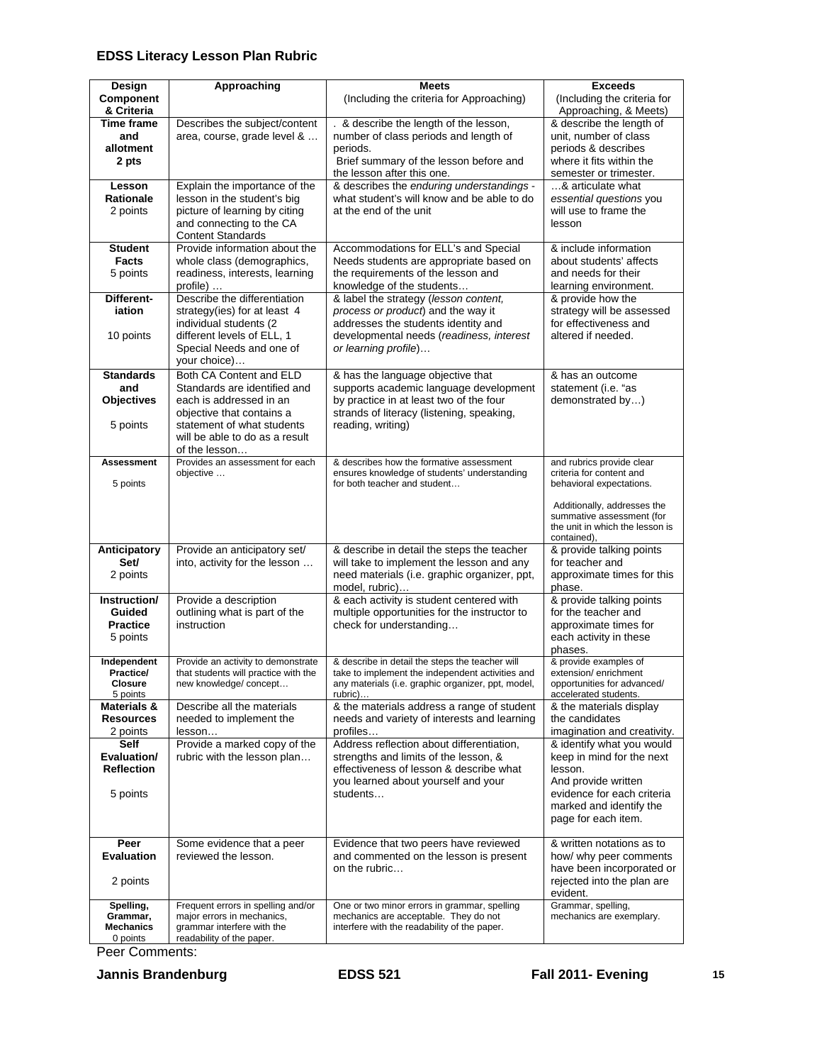## EDSS Literacy Lesson Plan Rubric

| Design Component & Criteria | Approaching | Meets (Including the criteria for Approaching) | Exceeds (Including the criteria for Approaching, & Meets) |
|---|---|---|---|
| **Time frame and allotment** 2 pts | Describes the subject/content area, course, grade level & … | . & describe the length of the lesson, number of class periods and length of periods. Brief summary of the lesson before and the lesson after this one. | & describe the length of unit, number of class periods & describes where it fits within the semester or trimester. |
| **Lesson Rationale** 2 points | Explain the importance of the lesson in the student's big picture of learning by citing and connecting to the CA Content Standards | & describes the *enduring understandings* - what student's will know and be able to do at the end of the unit | …& articulate what *essential questions* you will use to frame the lesson |
| **Student Facts** 5 points | Provide information about the whole class (demographics, readiness, interests, learning profile) … | Accommodations for ELL's and Special Needs students are appropriate based on the requirements of the lesson and knowledge of the students… | & include information about students' affects and needs for their learning environment. |
| **Different-iation** 10 points | Describe the differentiation strategy(ies) for at least 4 individual students (2 different levels of ELL, 1 Special Needs and one of your choice)… | & label the strategy (*lesson content, process or product*) and the way it addresses the students identity and developmental needs (*readiness, interest or learning profile*)… | & provide how the strategy will be assessed for effectiveness and altered if needed. |
| **Standards and Objectives** 5 points | Both CA Content and ELD Standards are identified and each is addressed in an objective that contains a statement of what students will be able to do as a result of the lesson… | & has the language objective that supports academic language development by practice in at least two of the four strands of literacy (listening, speaking, reading, writing) | & has an outcome statement (i.e. "as demonstrated by…) |
| **Assessment** 5 points | Provides an assessment for each objective … | & describes how the formative assessment ensures knowledge of students' understanding for both teacher and student… | and rubrics provide clear criteria for content and behavioral expectations. Additionally, addresses the summative assessment (for the unit in which the lesson is contained), |
| **Anticipatory Set/** 2 points | Provide an anticipatory set/ into, activity for the lesson … | & describe in detail the steps the teacher will take to implement the lesson and any need materials (i.e. graphic organizer, ppt, model, rubric)… | & provide talking points for teacher and approximate times for this phase. |
| **Instruction/ Guided Practice** 5 points | Provide a description outlining what is part of the instruction | & each activity is student centered with multiple opportunities for the instructor to check for understanding… | & provide talking points for the teacher and approximate times for each activity in these phases. |
| **Independent Practice/ Closure** 5 points | Provide an activity to demonstrate that students will practice with the new knowledge/ concept… | & describe in detail the steps the teacher will take to implement the independent activities and any materials (i.e. graphic organizer, ppt, model, rubric)… | & provide examples of extension/ enrichment opportunities for advanced/ accelerated students. |
| **Materials & Resources** 2 points | Describe all the materials needed to implement the lesson… | & the materials address a range of student needs and variety of interests and learning profiles… | & the materials display the candidates imagination and creativity. |
| **Self Evaluation/ Reflection** 5 points | Provide a marked copy of the rubric with the lesson plan… | Address reflection about differentiation, strengths and limits of the lesson, & effectiveness of lesson & describe what you learned about yourself and your students… | & identify what you would keep in mind for the next lesson. And provide written evidence for each criteria marked and identify the page for each item. |
| **Peer Evaluation** 2 points | Some evidence that a peer reviewed the lesson. | Evidence that two peers have reviewed and commented on the lesson is present on the rubric… | & written notations as to how/ why peer comments have been incorporated or rejected into the plan are evident. |
| **Spelling, Grammar, Mechanics** 0 points | Frequent errors in spelling and/or major errors in mechanics, grammar interfere with the readability of the paper. | One or two minor errors in grammar, spelling mechanics are acceptable. They do not interfere with the readability of the paper. | Grammar, spelling, mechanics are exemplary. |

Peer Comments: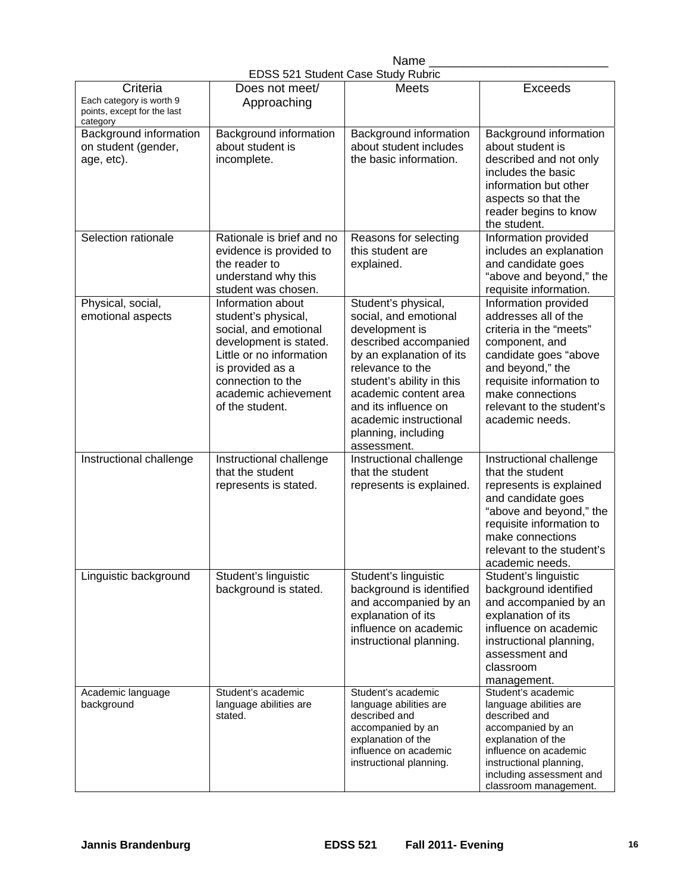Name ___________________________

EDSS 521 Student Case Study Rubric

| Criteria<br>Each category is worth 9 points, except for the last category | Does not meet/ Approaching | Meets | Exceeds |
|---|---|---|---|
| Background information on student (gender, age, etc). | Background information about student is incomplete. | Background information about student includes the basic information. | Background information about student is described and not only includes the basic information but other aspects so that the reader begins to know the student. |
| Selection rationale | Rationale is brief and no evidence is provided to the reader to understand why this student was chosen. | Reasons for selecting this student are explained. | Information provided includes an explanation and candidate goes "above and beyond," the requisite information. |
| Physical, social, emotional aspects | Information about student's physical, social, and emotional development is stated. Little or no information is provided as a connection to the academic achievement of the student. | Student's physical, social, and emotional development is described accompanied by an explanation of its relevance to the student's ability in this academic content area and its influence on academic instructional planning, including assessment. | Information provided addresses all of the criteria in the "meets" component, and candidate goes "above and beyond," the requisite information to make connections relevant to the student's academic needs. |
| Instructional challenge | Instructional challenge that the student represents is stated. | Instructional challenge that the student represents is explained. | Instructional challenge that the student represents is explained and candidate goes "above and beyond," the requisite information to make connections relevant to the student's academic needs. |
| Linguistic background | Student's linguistic background is stated. | Student's linguistic background is identified and accompanied by an explanation of its influence on academic instructional planning. | Student's linguistic background identified and accompanied by an explanation of its influence on academic instructional planning, assessment and classroom management. |
| Academic language background | Student's academic language abilities are stated. | Student's academic language abilities are described and accompanied by an explanation of the influence on academic instructional planning. | Student's academic language abilities are described and accompanied by an explanation of the influence on academic instructional planning, including assessment and classroom management. |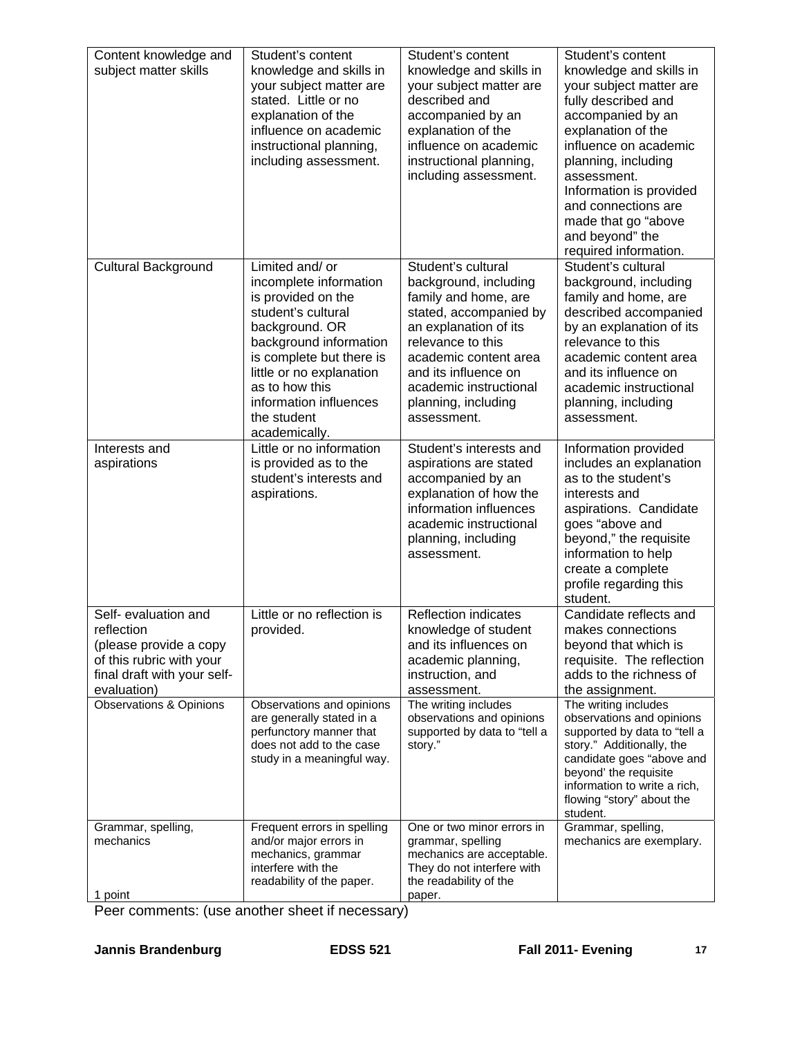| | | | |
|---|---|---|---|
| Content knowledge and subject matter skills | Student's content knowledge and skills in your subject matter are stated. Little or no explanation of the influence on academic instructional planning, including assessment. | Student's content knowledge and skills in your subject matter are described and accompanied by an explanation of the influence on academic instructional planning, including assessment. | Student's content knowledge and skills in your subject matter are fully described and accompanied by an explanation of the influence on academic planning, including assessment. Information is provided and connections are made that go "above and beyond" the required information. |
| Cultural Background | Limited and/ or incomplete information is provided on the student's cultural background. OR background information is complete but there is little or no explanation as to how this information influences the student academically. | Student's cultural background, including family and home, are stated, accompanied by an explanation of its relevance to this academic content area and its influence on academic instructional planning, including assessment. | Student's cultural background, including family and home, are described accompanied by an explanation of its relevance to this academic content area and its influence on academic instructional planning, including assessment. |
| Interests and aspirations | Little or no information is provided as to the student's interests and aspirations. | Student's interests and aspirations are stated accompanied by an explanation of how the information influences academic instructional planning, including assessment. | Information provided includes an explanation as to the student's interests and aspirations. Candidate goes "above and beyond," the requisite information to help create a complete profile regarding this student. |
| Self- evaluation and reflection (please provide a copy of this rubric with your final draft with your self-evaluation) | Little or no reflection is provided. | Reflection indicates knowledge of student and its influences on academic planning, instruction, and assessment. | Candidate reflects and makes connections beyond that which is requisite. The reflection adds to the richness of the assignment. |
| Observations & Opinions | Observations and opinions are generally stated in a perfunctory manner that does not add to the case study in a meaningful way. | The writing includes observations and opinions supported by data to "tell a story." | The writing includes observations and opinions supported by data to "tell a story." Additionally, the candidate goes "above and beyond' the requisite information to write a rich, flowing "story" about the student. |
| Grammar, spelling, mechanics<br><br>1 point | Frequent errors in spelling and/or major errors in mechanics, grammar interfere with the readability of the paper. | One or two minor errors in grammar, spelling mechanics are acceptable. They do not interfere with the readability of the paper. | Grammar, spelling, mechanics are exemplary. |

Peer comments: (use another sheet if necessary)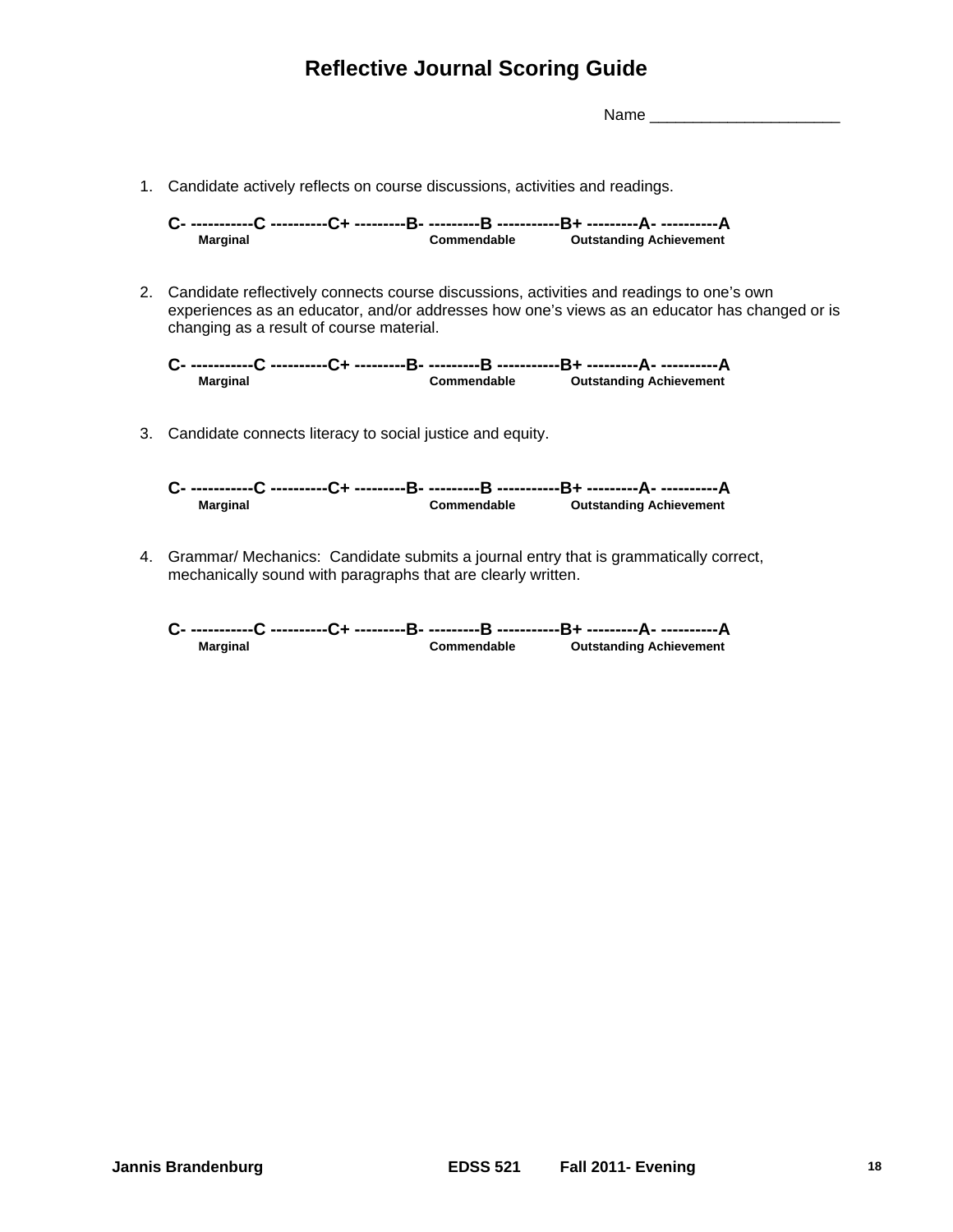# Reflective Journal Scoring Guide

Name ______________________

1. Candidate actively reflects on course discussions, activities and readings.

   **C- -----------C ----------C+ ---------B- ---------B -----------B+ ---------A- ----------A**
   **Marginal** **Commendable** **Outstanding Achievement**

2. Candidate reflectively connects course discussions, activities and readings to one's own experiences as an educator, and/or addresses how one's views as an educator has changed or is changing as a result of course material.

   **C- -----------C ----------C+ ---------B- ---------B -----------B+ ---------A- ----------A**
   **Marginal** **Commendable** **Outstanding Achievement**

3. Candidate connects literacy to social justice and equity.

   **C- -----------C ----------C+ ---------B- ---------B -----------B+ ---------A- ----------A**
   **Marginal** **Commendable** **Outstanding Achievement**

4. Grammar/ Mechanics: Candidate submits a journal entry that is grammatically correct, mechanically sound with paragraphs that are clearly written.

   **C- -----------C ----------C+ ---------B- ---------B -----------B+ ---------A- ----------A**
   **Marginal** **Commendable** **Outstanding Achievement**